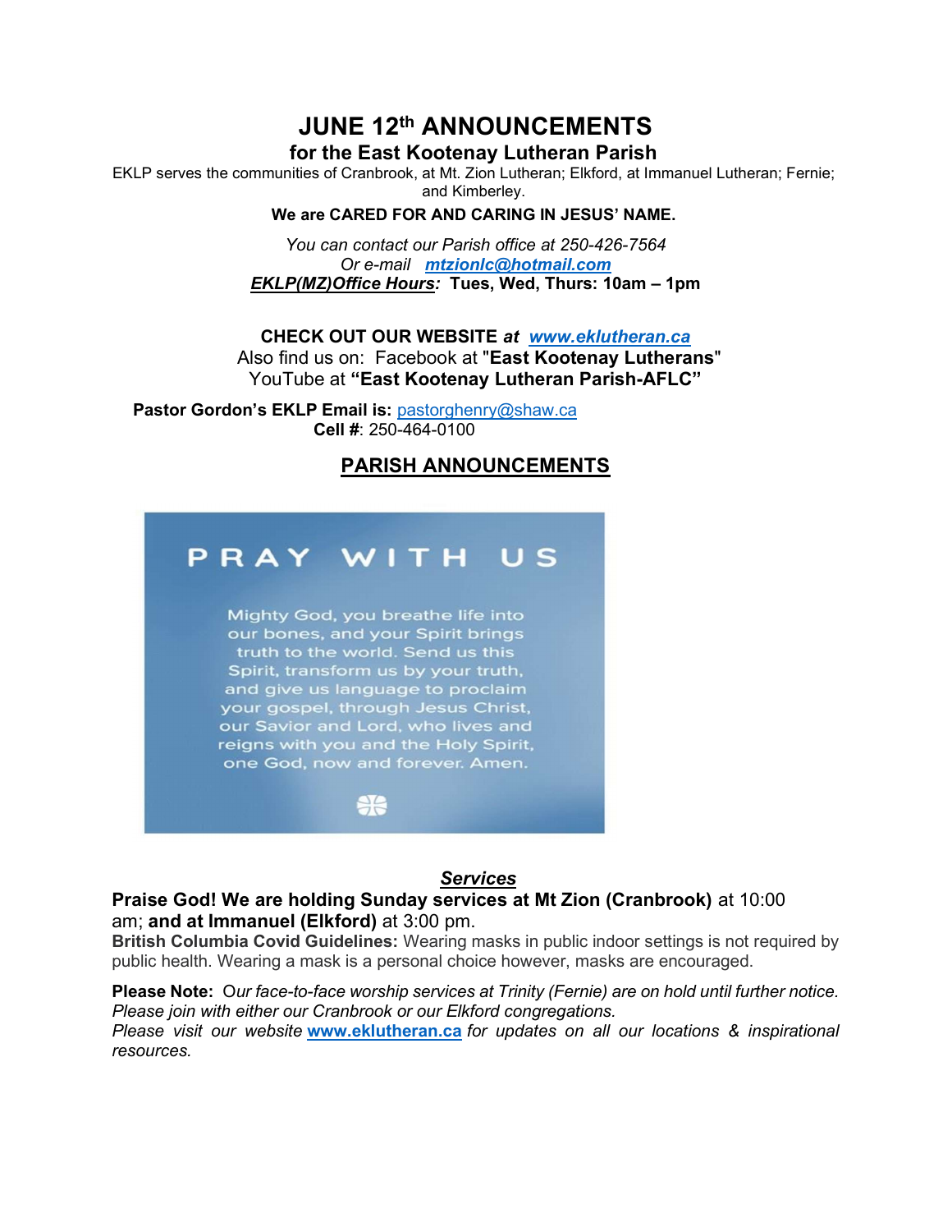# JUNE 12th ANNOUNCEMENTS

## for the East Kootenay Lutheran Parish

EKLP serves the communities of Cranbrook, at Mt. Zion Lutheran; Elkford, at Immanuel Lutheran; Fernie; and Kimberley.

**We are CARED FOR AND CARING IN JESUS' NAME.**

*You can contact our Parish office at 250-426-7564*
*Or e-mail* ***mtzionlc@hotmail.com***
***EKLP(MZ)Office Hours:*** **Tues, Wed, Thurs: 10am – 1pm**

**CHECK OUT OUR WEBSITE** ***at www.eklutheran.ca***
Also find us on: Facebook at "**East Kootenay Lutherans**"
YouTube at **"East Kootenay Lutheran Parish-AFLC"**

**Pastor Gordon's EKLP Email is:** pastorghenry@shaw.ca
**Cell #**: 250-464-0100

## PARISH ANNOUNCEMENTS

PRAY WITH US

Mighty God, you breathe life into our bones, and your Spirit brings truth to the world. Send us this Spirit, transform us by your truth, and give us language to proclaim your gospel, through Jesus Christ, our Savior and Lord, who lives and reigns with you and the Holy Spirit, one God, now and forever. Amen.

### *Services*

**Praise God! We are holding Sunday services at Mt Zion (Cranbrook)** at 10:00 am; **and at Immanuel (Elkford)** at 3:00 pm.

**British Columbia Covid Guidelines:** Wearing masks in public indoor settings is not required by public health. Wearing a mask is a personal choice however, masks are encouraged.

**Please Note:** *Our face-to-face worship services at Trinity (Fernie) are on hold until further notice. Please join with either our Cranbrook or our Elkford congregations.*
*Please visit our website* **www.eklutheran.ca** *for updates on all our locations & inspirational resources.*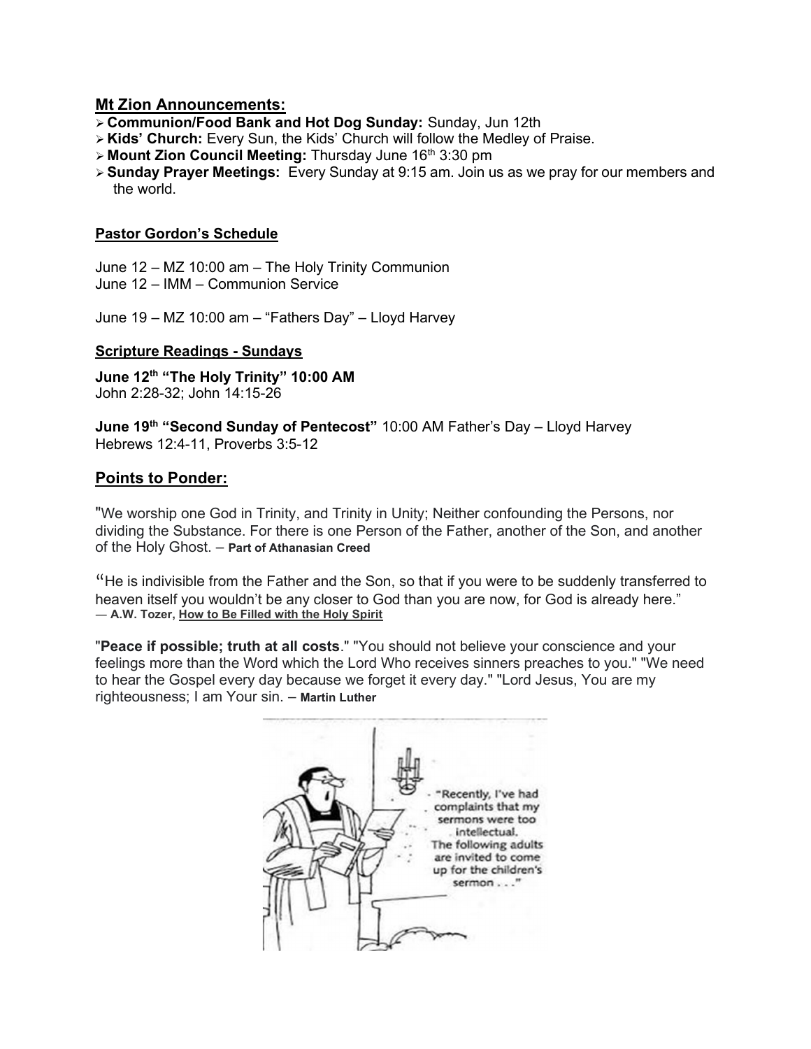## Mt Zion Announcements:

- **Communion/Food Bank and Hot Dog Sunday:** Sunday, Jun 12th
- **Kids' Church:** Every Sun, the Kids' Church will follow the Medley of Praise.
- **Mount Zion Council Meeting:** Thursday June 16th 3:30 pm
- **Sunday Prayer Meetings:** Every Sunday at 9:15 am. Join us as we pray for our members and the world.

### Pastor Gordon's Schedule

June 12 – MZ 10:00 am – The Holy Trinity Communion
June 12 – IMM – Communion Service

June 19 – MZ 10:00 am – "Fathers Day" – Lloyd Harvey

### Scripture Readings - Sundays

**June 12th "The Holy Trinity" 10:00 AM**
John 2:28-32; John 14:15-26

**June 19th "Second Sunday of Pentecost"** 10:00 AM Father's Day – Lloyd Harvey
Hebrews 12:4-11, Proverbs 3:5-12

## Points to Ponder:

"We worship one God in Trinity, and Trinity in Unity; Neither confounding the Persons, nor dividing the Substance. For there is one Person of the Father, another of the Son, and another of the Holy Ghost. – **Part of Athanasian Creed**

"He is indivisible from the Father and the Son, so that if you were to be suddenly transferred to heaven itself you wouldn't be any closer to God than you are now, for God is already here." — **A.W. Tozer, How to Be Filled with the Holy Spirit**

"**Peace if possible; truth at all costs**." "You should not believe your conscience and your feelings more than the Word which the Lord Who receives sinners preaches to you." "We need to hear the Gospel every day because we forget it every day." "Lord Jesus, You are my righteousness; I am Your sin. – **Martin Luther**

"Recently, I've had complaints that my sermons were too intellectual. The following adults are invited to come up for the children's sermon . . ."